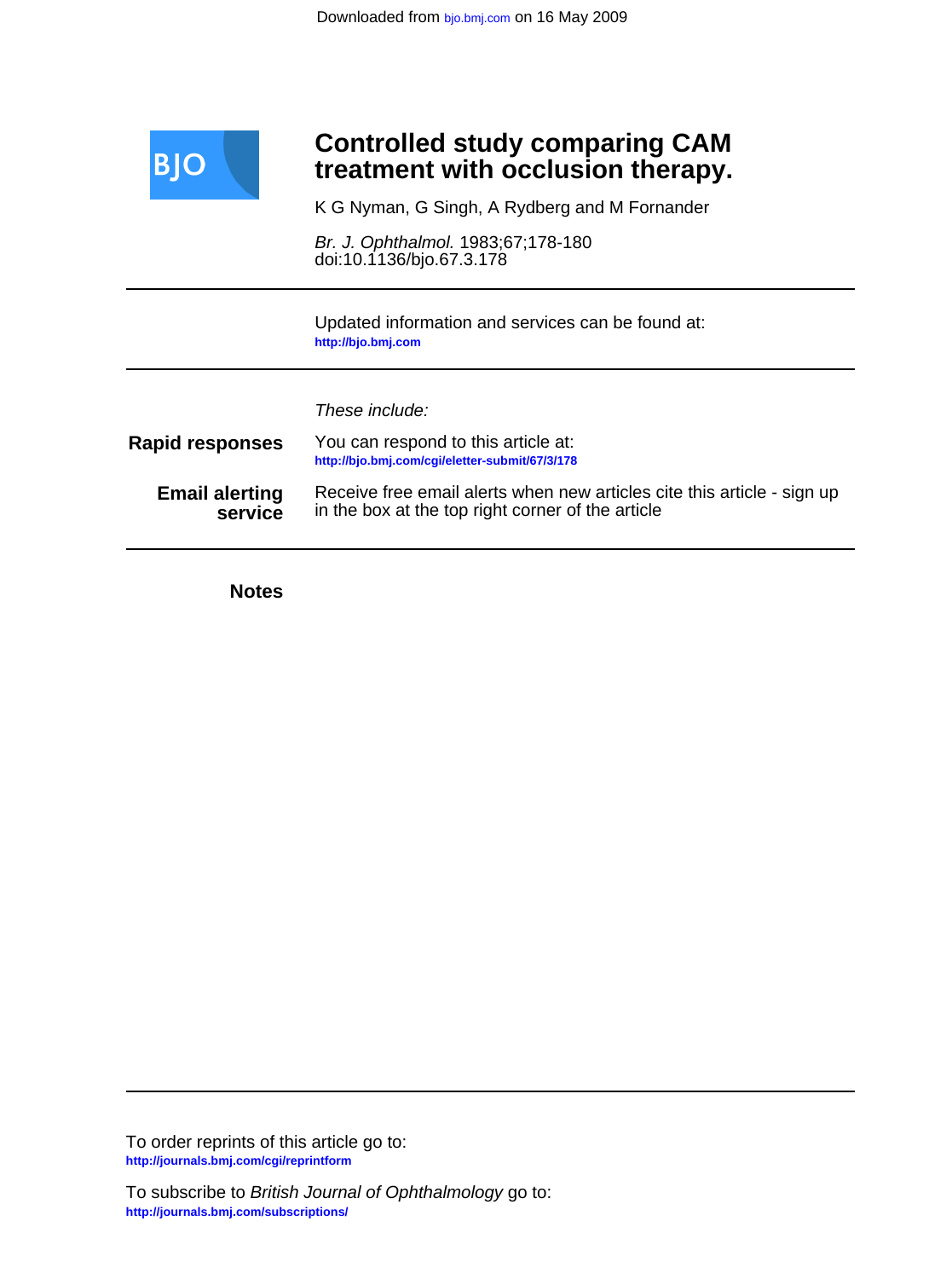Downloaded from bjo.bmj.com on 16 May 2009

BJO

# Controlled study comparing CAM treatment with occlusion therapy.

K G Nyman, G Singh, A Rydberg and M Fornander

*Br. J. Ophthalmol.* 1983;67;178-180
doi:10.1136/bjo.67.3.178

---

Updated information and services can be found at:
**http://bjo.bmj.com**

---

*These include:*

**Rapid responses** You can respond to this article at:
**http://bjo.bmj.com/cgi/eletter-submit/67/3/178**

**Email alerting service** Receive free email alerts when new articles cite this article - sign up in the box at the top right corner of the article

---

**Notes**

---

To order reprints of this article go to:
**http://journals.bmj.com/cgi/reprintform**

To subscribe to *British Journal of Ophthalmology* go to:
**http://journals.bmj.com/subscriptions/**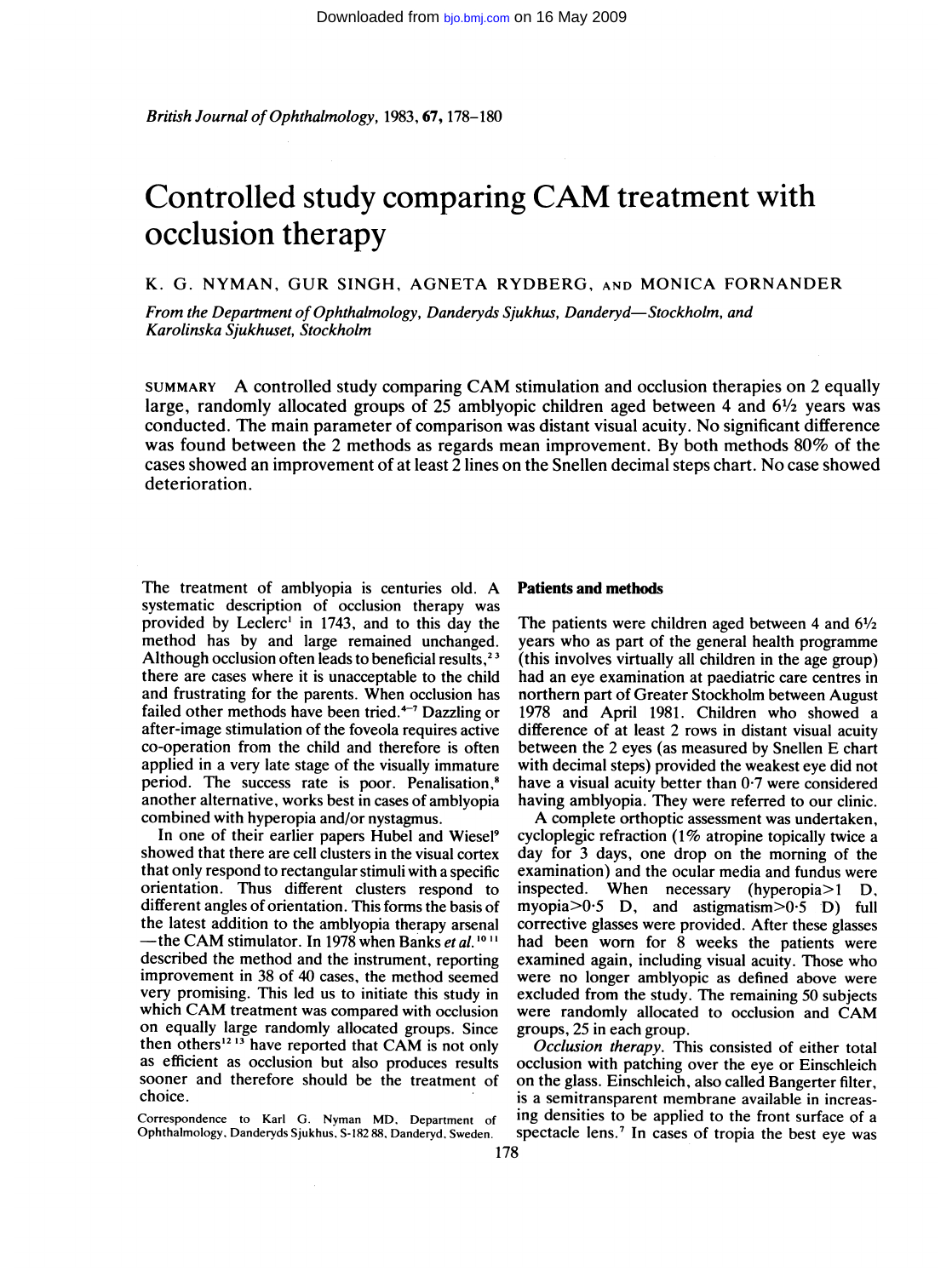# Controlled study comparing CAM treatment with occlusion therapy

K. G. NYMAN, GUR SINGH, AGNETA RYDBERG, AND MONICA FORNANDER

*From the Department of Ophthalmology, Danderyds Sjukhus, Danderyd—Stockholm, and Karolinska Sjukhuset, Stockholm*

SUMMARY A controlled study comparing CAM stimulation and occlusion therapies on 2 equally large, randomly allocated groups of 25 amblyopic children aged between 4 and 6½ years was conducted. The main parameter of comparison was distant visual acuity. No significant difference was found between the 2 methods as regards mean improvement. By both methods 80% of the cases showed an improvement of at least 2 lines on the Snellen decimal steps chart. No case showed deterioration.

The treatment of amblyopia is centuries old. A systematic description of occlusion therapy was provided by Leclerc[1] in 1743, and to this day the method has by and large remained unchanged. Although occlusion often leads to beneficial results,[2,3] there are cases where it is unacceptable to the child and frustrating for the parents. When occlusion has failed other methods have been tried.[4-7] Dazzling or after-image stimulation of the foveola requires active co-operation from the child and therefore is often applied in a very late stage of the visually immature period. The success rate is poor. Penalisation,[8] another alternative, works best in cases of amblyopia combined with hyperopia and/or nystagmus.

In one of their earlier papers Hubel and Wiesel[9] showed that there are cell clusters in the visual cortex that only respond to rectangular stimuli with a specific orientation. Thus different clusters respond to different angles of orientation. This forms the basis of the latest addition to the amblyopia therapy arsenal —the CAM stimulator. In 1978 when Banks *et al.*[10,11] described the method and the instrument, reporting improvement in 38 of 40 cases, the method seemed very promising. This led us to initiate this study in which CAM treatment was compared with occlusion on equally large randomly allocated groups. Since then others[12,13] have reported that CAM is not only as efficient as occlusion but also produces results sooner and therefore should be the treatment of choice.

Correspondence to Karl G. Nyman MD, Department of Ophthalmology, Danderyds Sjukhus, S-182 88, Danderyd, Sweden.

## Patients and methods

The patients were children aged between 4 and 6½ years who as part of the general health programme (this involves virtually all children in the age group) had an eye examination at paediatric care centres in northern part of Greater Stockholm between August 1978 and April 1981. Children who showed a difference of at least 2 rows in distant visual acuity between the 2 eyes (as measured by Snellen E chart with decimal steps) provided the weakest eye did not have a visual acuity better than 0·7 were considered having amblyopia. They were referred to our clinic.

A complete orthoptic assessment was undertaken, cycloplegic refraction (1% atropine topically twice a day for 3 days, one drop on the morning of the examination) and the ocular media and fundus were inspected. When necessary (hyperopia>1 D, myopia>0·5 D, and astigmatism>0·5 D) full corrective glasses were provided. After these glasses had been worn for 8 weeks the patients were examined again, including visual acuity. Those who were no longer amblyopic as defined above were excluded from the study. The remaining 50 subjects were randomly allocated to occlusion and CAM groups, 25 in each group.

*Occlusion therapy.* This consisted of either total occlusion with patching over the eye or Einschleich on the glass. Einschleich, also called Bangerter filter, is a semitransparent membrane available in increasing densities to be applied to the front surface of a spectacle lens.[7] In cases of tropia the best eye was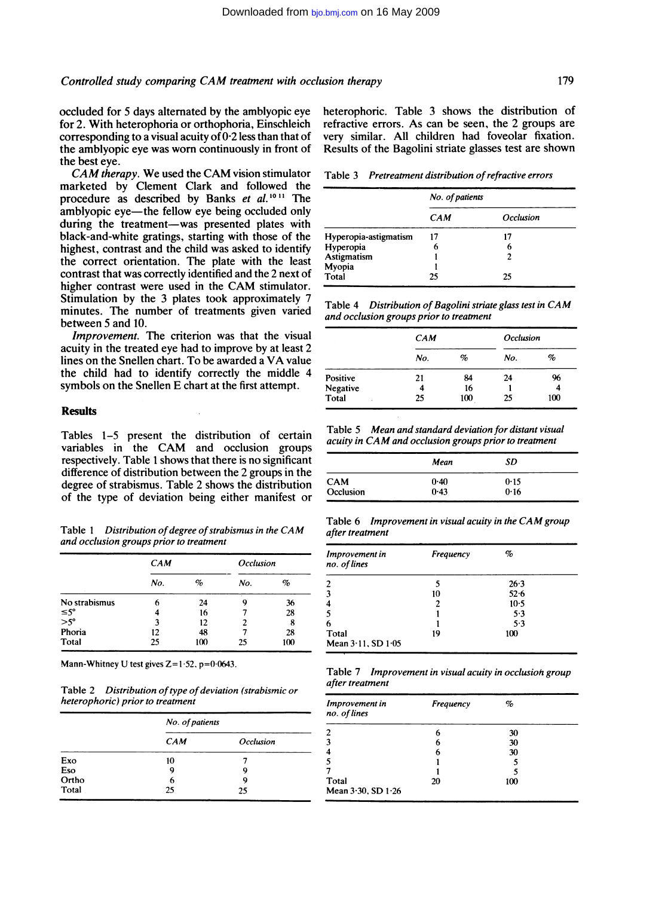occluded for 5 days alternated by the amblyopic eye for 2. With heterophoria or orthophoria, Einschleich corresponding to a visual acuity of 0·2 less than that of the amblyopic eye was worn continuously in front of the best eye.

*CAM therapy.* We used the CAM vision stimulator marketed by Clement Clark and followed the procedure as described by Banks *et al.*[10,11] The amblyopic eye—the fellow eye being occluded only during the treatment—was presented plates with black-and-white gratings, starting with those of the highest, contrast and the child was asked to identify the correct orientation. The plate with the least contrast that was correctly identified and the 2 next of higher contrast were used in the CAM stimulator. Stimulation by the 3 plates took approximately 7 minutes. The number of treatments given varied between 5 and 10.

*Improvement.* The criterion was that the visual acuity in the treated eye had to improve by at least 2 lines on the Snellen chart. To be awarded a VA value the child had to identify correctly the middle 4 symbols on the Snellen E chart at the first attempt.

## Results

Tables 1–5 present the distribution of certain variables in the CAM and occlusion groups respectively. Table 1 shows that there is no significant difference of distribution between the 2 groups in the degree of strabismus. Table 2 shows the distribution of the type of deviation being either manifest or heterophoric. Table 3 shows the distribution of refractive errors. As can be seen, the 2 groups are very similar. All children had foveolar fixation. Results of the Bagolini striate glasses test are shown

Table 1 *Distribution of degree of strabismus in the CAM and occlusion groups prior to treatment*

| | CAM | | Occlusion | |
|---|---|---|---|---|
| | No. | % | No. | % |
| No strabismus | 6 | 24 | 9 | 36 |
| ≤5° | 4 | 16 | 7 | 28 |
| >5° | 3 | 12 | 2 | 8 |
| Phoria | 12 | 48 | 7 | 28 |
| Total | 25 | 100 | 25 | 100 |

Mann-Whitney U test gives $Z=1·52$, $p=0·0643$.

Table 2 *Distribution of type of deviation (strabismic or heterophoric) prior to treatment*

| | No. of patients | |
|---|---|---|
| | CAM | Occlusion |
| Exo | 10 | 7 |
| Eso | 9 | 9 |
| Ortho | 6 | 9 |
| Total | 25 | 25 |

Table 3 *Pretreatment distribution of refractive errors*

| | No. of patients | |
|---|---|---|
| | CAM | Occlusion |
| Hyperopia-astigmatism | 17 | 17 |
| Hyperopia | 6 | 6 |
| Astigmatism | 1 | 2 |
| Myopia | 1 | |
| Total | 25 | 25 |

Table 4 *Distribution of Bagolini striate glass test in CAM and occlusion groups prior to treatment*

| | CAM | | Occlusion | |
|---|---|---|---|---|
| | No. | % | No. | % |
| Positive | 21 | 84 | 24 | 96 |
| Negative | 4 | 16 | 1 | 4 |
| Total | 25 | 100 | 25 | 100 |

Table 5 *Mean and standard deviation for distant visual acuity in CAM and occlusion groups prior to treatment*

| | Mean | SD |
|---|---|---|
| CAM | 0·40 | 0·15 |
| Occlusion | 0·43 | 0·16 |

Table 6 *Improvement in visual acuity in the CAM group after treatment*

| Improvement in no. of lines | Frequency | % |
|---|---|---|
| 2 | 5 | 26·3 |
| 3 | 10 | 52·6 |
| 4 | 2 | 10·5 |
| 5 | 1 | 5·3 |
| 6 | 1 | 5·3 |
| Total | 19 | 100 |
| Mean 3·11, SD 1·05 | | |

Table 7 *Improvement in visual acuity in occlusion group after treatment*

| Improvement in no. of lines | Frequency | % |
|---|---|---|
| 2 | 6 | 30 |
| 3 | 6 | 30 |
| 4 | 6 | 30 |
| 5 | 1 | 5 |
| 7 | 1 | 5 |
| Total | 20 | 100 |
| Mean 3·30, SD 1·26 | | |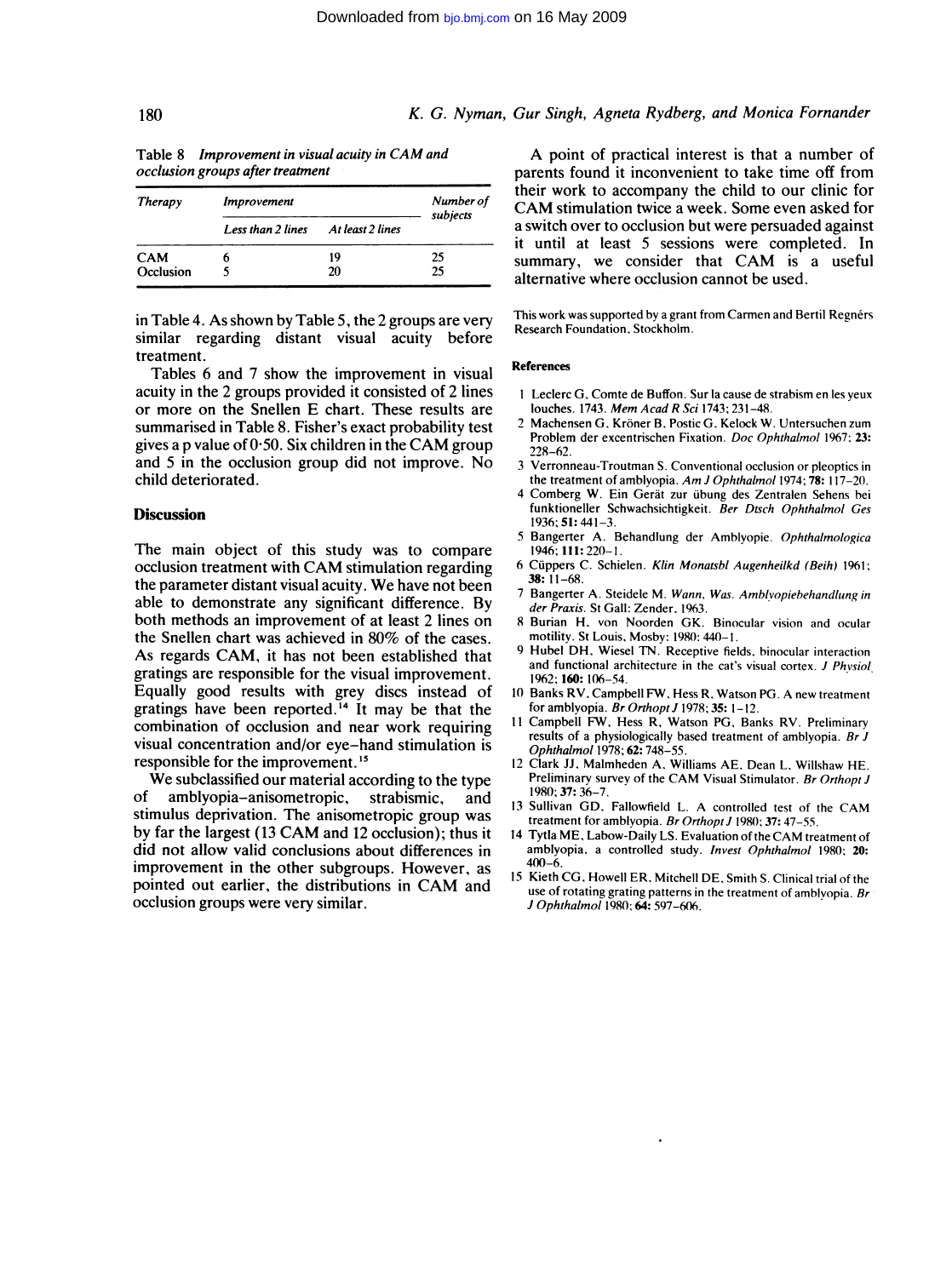Table 8 *Improvement in visual acuity in CAM and occlusion groups after treatment*

| *Therapy* | *Improvement* | | *Number of subjects* |
|---|---|---|---|
| | *Less than 2 lines* | *At least 2 lines* | |
| CAM | 6 | 19 | 25 |
| Occlusion | 5 | 20 | 25 |

in Table 4. As shown by Table 5, the 2 groups are very similar regarding distant visual acuity before treatment.

Tables 6 and 7 show the improvement in visual acuity in the 2 groups provided it consisted of 2 lines or more on the Snellen E chart. These results are summarised in Table 8. Fisher's exact probability test gives a p value of 0·50. Six children in the CAM group and 5 in the occlusion group did not improve. No child deteriorated.

## Discussion

The main object of this study was to compare occlusion treatment with CAM stimulation regarding the parameter distant visual acuity. We have not been able to demonstrate any significant difference. By both methods an improvement of at least 2 lines on the Snellen chart was achieved in 80% of the cases. As regards CAM, it has not been established that gratings are responsible for the visual improvement. Equally good results with grey discs instead of gratings have been reported.[14] It may be that the combination of occlusion and near work requiring visual concentration and/or eye–hand stimulation is responsible for the improvement.[15]

We subclassified our material according to the type of amblyopia–anisometropic, strabismic, and stimulus deprivation. The anisometropic group was by far the largest (13 CAM and 12 occlusion); thus it did not allow valid conclusions about differences in improvement in the other subgroups. However, as pointed out earlier, the distributions in CAM and occlusion groups were very similar.

A point of practical interest is that a number of parents found it inconvenient to take time off from their work to accompany the child to our clinic for CAM stimulation twice a week. Some even asked for a switch over to occlusion but were persuaded against it until at least 5 sessions were completed. In summary, we consider that CAM is a useful alternative where occlusion cannot be used.

This work was supported by a grant from Carmen and Bertil Regnérs Research Foundation, Stockholm.

### References

1. Leclerc G, Comte de Buffon. Sur la cause de strabism en les yeux louches. 1743. *Mem Acad R Sci* 1743; 231–48.
2. Machensen G, Kröner B, Postic G, Kelock W. Untersuchen zum Problem der excentrischen Fixation. *Doc Ophthalmol* 1967; **23:** 228–62.
3. Verronneau-Troutman S. Conventional occlusion or pleoptics in the treatment of amblyopia. *Am J Ophthalmol* 1974; **78:** 117–20.
4. Comberg W. Ein Gerät zur übung des Zentralen Sehens bei funktioneller Schwachsichtigkeit. *Ber Dtsch Ophthalmol Ges* 1936; **51:** 441–3.
5. Bangerter A. Behandlung der Amblyopie. *Ophthalmologica* 1946; **111:** 220–1.
6. Cüppers C. Schielen. *Klin Monatsbl Augenheilkd (Beih)* 1961; **38:** 11–68.
7. Bangerter A, Steidele M. *Wann, Was. Amblyopiebehandlung in der Praxis.* St Gall: Zender, 1963.
8. Burian H, von Noorden GK. Binocular vision and ocular motility. St Louis, Mosby: 1980: 440–1.
9. Hubel DH, Wiesel TN. Receptive fields, binocular interaction and functional architecture in the cat's visual cortex. *J Physiol* 1962; **160:** 106–54.
10. Banks RV, Campbell FW, Hess R, Watson PG. A new treatment for amblyopia. *Br Orthopt J* 1978; **35:** 1–12.
11. Campbell FW, Hess R, Watson PG, Banks RV. Preliminary results of a physiologically based treatment of amblyopia. *Br J Ophthalmol* 1978; **62:** 748–55.
12. Clark JJ, Malmheden A, Williams AE, Dean L, Willshaw HE. Preliminary survey of the CAM Visual Stimulator. *Br Orthopt J* 1980; **37:** 36–7.
13. Sullivan GD, Fallowfield L. A controlled test of the CAM treatment for amblyopia. *Br Orthopt J* 1980; **37:** 47–55.
14. Tytla ME, Labow-Daily LS. Evaluation of the CAM treatment of amblyopia, a controlled study. *Invest Ophthalmol* 1980; **20:** 400–6.
15. Kieth CG, Howell ER, Mitchell DE, Smith S. Clinical trial of the use of rotating grating patterns in the treatment of amblyopia. *Br J Ophthalmol* 1980; **64:** 597–606.